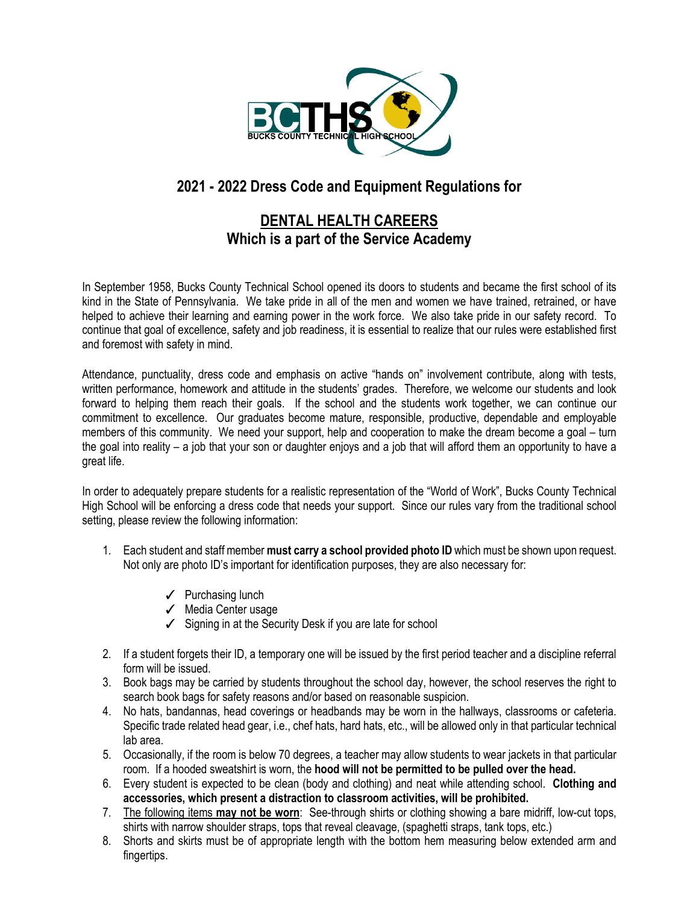# 2021 - 2022 Dress Code and Equipment Regulations for

## DENTAL HEALTH CAREERS
## Which is a part of the Service Academy

In September 1958, Bucks County Technical School opened its doors to students and became the first school of its kind in the State of Pennsylvania. We take pride in all of the men and women we have trained, retrained, or have helped to achieve their learning and earning power in the work force. We also take pride in our safety record. To continue that goal of excellence, safety and job readiness, it is essential to realize that our rules were established first and foremost with safety in mind.

Attendance, punctuality, dress code and emphasis on active "hands on" involvement contribute, along with tests, written performance, homework and attitude in the students' grades. Therefore, we welcome our students and look forward to helping them reach their goals. If the school and the students work together, we can continue our commitment to excellence. Our graduates become mature, responsible, productive, dependable and employable members of this community. We need your support, help and cooperation to make the dream become a goal – turn the goal into reality – a job that your son or daughter enjoys and a job that will afford them an opportunity to have a great life.

In order to adequately prepare students for a realistic representation of the "World of Work", Bucks County Technical High School will be enforcing a dress code that needs your support. Since our rules vary from the traditional school setting, please review the following information:

1. Each student and staff member **must carry a school provided photo ID** which must be shown upon request. Not only are photo ID's important for identification purposes, they are also necessary for:
   - ✓ Purchasing lunch
   - ✓ Media Center usage
   - ✓ Signing in at the Security Desk if you are late for school
2. If a student forgets their ID, a temporary one will be issued by the first period teacher and a discipline referral form will be issued.
3. Book bags may be carried by students throughout the school day, however, the school reserves the right to search book bags for safety reasons and/or based on reasonable suspicion.
4. No hats, bandannas, head coverings or headbands may be worn in the hallways, classrooms or cafeteria. Specific trade related head gear, i.e., chef hats, hard hats, etc., will be allowed only in that particular technical lab area.
5. Occasionally, if the room is below 70 degrees, a teacher may allow students to wear jackets in that particular room. If a hooded sweatshirt is worn, the **hood will not be permitted to be pulled over the head.**
6. Every student is expected to be clean (body and clothing) and neat while attending school. **Clothing and accessories, which present a distraction to classroom activities, will be prohibited.**
7. The following items **may not be worn**: See-through shirts or clothing showing a bare midriff, low-cut tops, shirts with narrow shoulder straps, tops that reveal cleavage, (spaghetti straps, tank tops, etc.)
8. Shorts and skirts must be of appropriate length with the bottom hem measuring below extended arm and fingertips.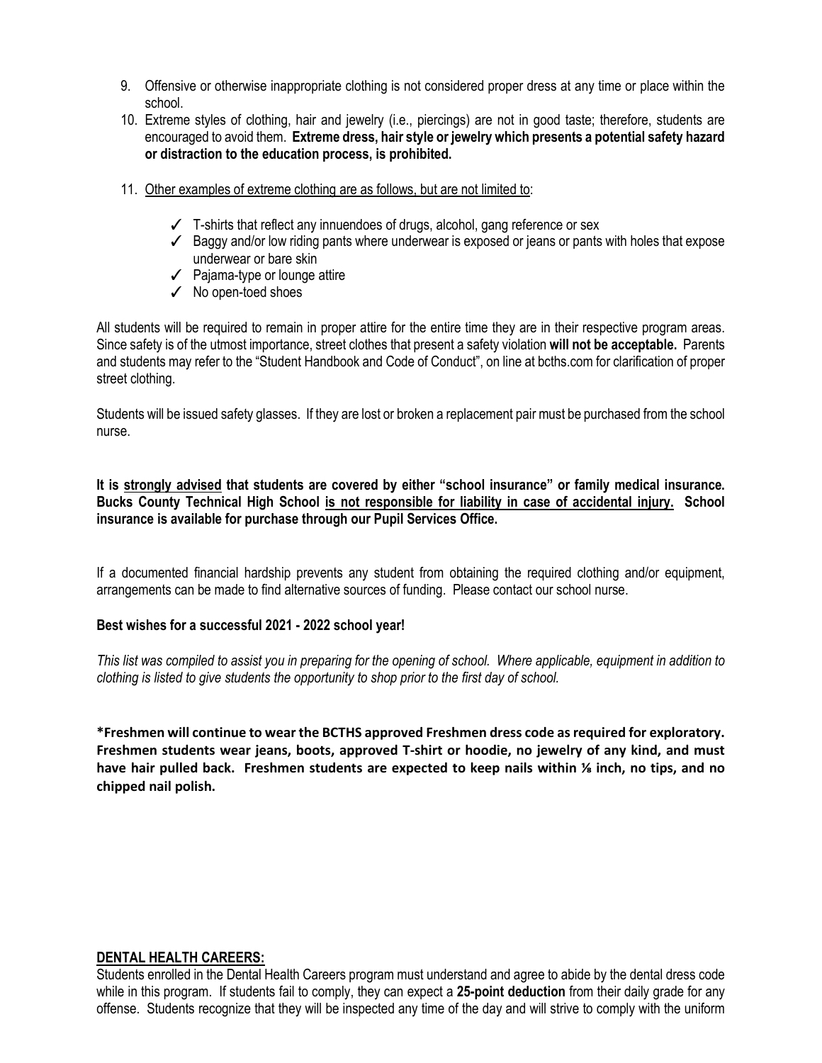9. Offensive or otherwise inappropriate clothing is not considered proper dress at any time or place within the school.
10. Extreme styles of clothing, hair and jewelry (i.e., piercings) are not in good taste; therefore, students are encouraged to avoid them. **Extreme dress, hair style or jewelry which presents a potential safety hazard or distraction to the education process, is prohibited.**
11. <u>Other examples of extreme clothing are as follows, but are not limited to</u>:
    - ✓ T-shirts that reflect any innuendoes of drugs, alcohol, gang reference or sex
    - ✓ Baggy and/or low riding pants where underwear is exposed or jeans or pants with holes that expose underwear or bare skin
    - ✓ Pajama-type or lounge attire
    - ✓ No open-toed shoes

All students will be required to remain in proper attire for the entire time they are in their respective program areas. Since safety is of the utmost importance, street clothes that present a safety violation **will not be acceptable.** Parents and students may refer to the "Student Handbook and Code of Conduct", on line at bcths.com for clarification of proper street clothing.

Students will be issued safety glasses. If they are lost or broken a replacement pair must be purchased from the school nurse.

**It is <u>strongly advised</u> that students are covered by either "school insurance" or family medical insurance. Bucks County Technical High School <u>is not responsible for liability in case of accidental injury.</u> School insurance is available for purchase through our Pupil Services Office.**

If a documented financial hardship prevents any student from obtaining the required clothing and/or equipment, arrangements can be made to find alternative sources of funding. Please contact our school nurse.

**Best wishes for a successful 2021 - 2022 school year!**

*This list was compiled to assist you in preparing for the opening of school. Where applicable, equipment in addition to clothing is listed to give students the opportunity to shop prior to the first day of school.*

**\*Freshmen will continue to wear the BCTHS approved Freshmen dress code as required for exploratory. Freshmen students wear jeans, boots, approved T-shirt or hoodie, no jewelry of any kind, and must have hair pulled back. Freshmen students are expected to keep nails within ⅛ inch, no tips, and no chipped nail polish.**

## <u>DENTAL HEALTH CAREERS:</u>

Students enrolled in the Dental Health Careers program must understand and agree to abide by the dental dress code while in this program. If students fail to comply, they can expect a **25-point deduction** from their daily grade for any offense. Students recognize that they will be inspected any time of the day and will strive to comply with the uniform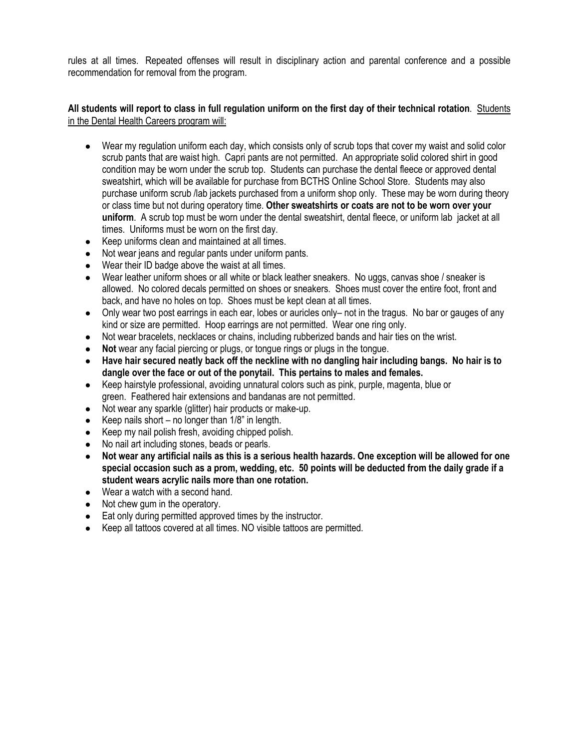rules at all times. Repeated offenses will result in disciplinary action and parental conference and a possible recommendation for removal from the program.

**All students will report to class in full regulation uniform on the first day of their technical rotation**. <u>Students in the Dental Health Careers program will:</u>

- Wear my regulation uniform each day, which consists only of scrub tops that cover my waist and solid color scrub pants that are waist high. Capri pants are not permitted. An appropriate solid colored shirt in good condition may be worn under the scrub top. Students can purchase the dental fleece or approved dental sweatshirt, which will be available for purchase from BCTHS Online School Store. Students may also purchase uniform scrub /lab jackets purchased from a uniform shop only. These may be worn during theory or class time but not during operatory time. **Other sweatshirts or coats are not to be worn over your uniform**. A scrub top must be worn under the dental sweatshirt, dental fleece, or uniform lab jacket at all times. Uniforms must be worn on the first day.
- Keep uniforms clean and maintained at all times.
- Not wear jeans and regular pants under uniform pants.
- Wear their ID badge above the waist at all times.
- Wear leather uniform shoes or all white or black leather sneakers. No uggs, canvas shoe / sneaker is allowed. No colored decals permitted on shoes or sneakers. Shoes must cover the entire foot, front and back, and have no holes on top. Shoes must be kept clean at all times.
- Only wear two post earrings in each ear, lobes or auricles only– not in the tragus. No bar or gauges of any kind or size are permitted. Hoop earrings are not permitted. Wear one ring only.
- Not wear bracelets, necklaces or chains, including rubberized bands and hair ties on the wrist.
- **Not** wear any facial piercing or plugs, or tongue rings or plugs in the tongue.
- **Have hair secured neatly back off the neckline with no dangling hair including bangs. No hair is to dangle over the face or out of the ponytail. This pertains to males and females.**
- Keep hairstyle professional, avoiding unnatural colors such as pink, purple, magenta, blue or green. Feathered hair extensions and bandanas are not permitted.
- Not wear any sparkle (glitter) hair products or make-up.
- Keep nails short – no longer than 1/8" in length.
- Keep my nail polish fresh, avoiding chipped polish.
- No nail art including stones, beads or pearls.
- **Not wear any artificial nails as this is a serious health hazards. One exception will be allowed for one special occasion such as a prom, wedding, etc. 50 points will be deducted from the daily grade if a student wears acrylic nails more than one rotation.**
- Wear a watch with a second hand.
- Not chew gum in the operatory.
- Eat only during permitted approved times by the instructor.
- Keep all tattoos covered at all times. NO visible tattoos are permitted.